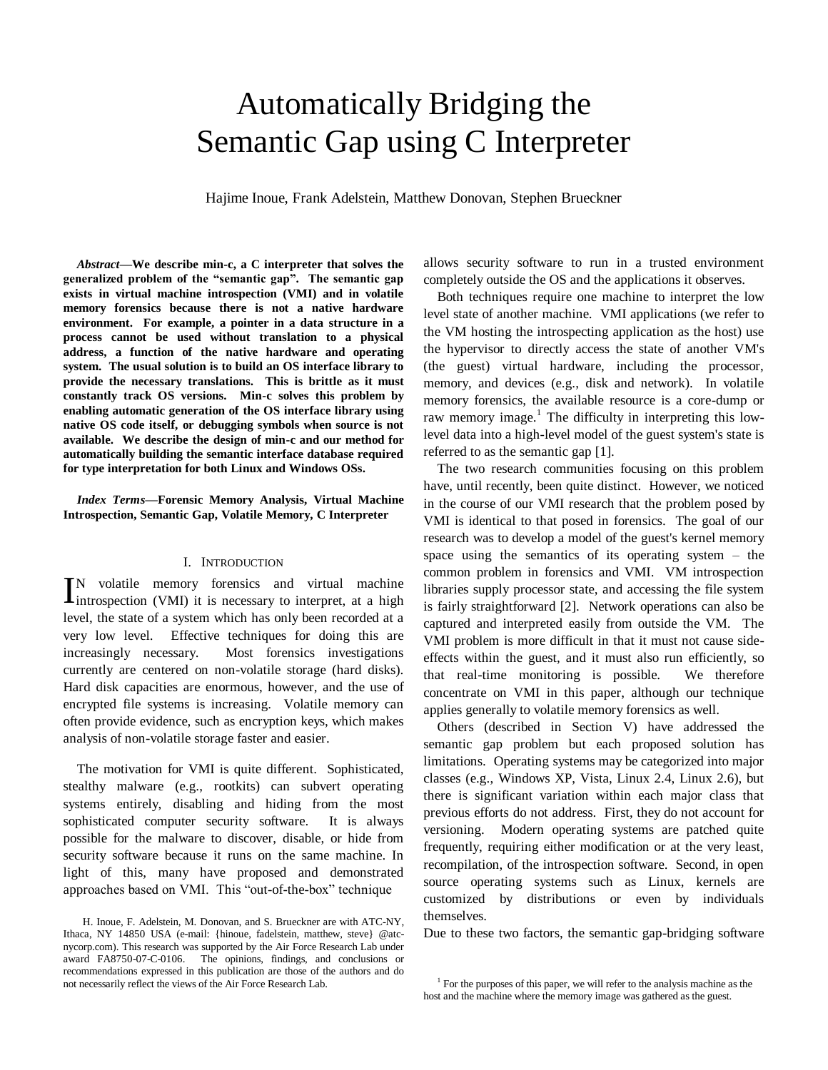# Automatically Bridging the Semantic Gap using C Interpreter

Hajime Inoue, Frank Adelstein, Matthew Donovan, Stephen Brueckner

***Abstract*—We describe min-c, a C interpreter that solves the generalized problem of the "semantic gap". The semantic gap exists in virtual machine introspection (VMI) and in volatile memory forensics because there is not a native hardware environment. For example, a pointer in a data structure in a process cannot be used without translation to a physical address, a function of the native hardware and operating system. The usual solution is to build an OS interface library to provide the necessary translations. This is brittle as it must constantly track OS versions. Min-c solves this problem by enabling automatic generation of the OS interface library using native OS code itself, or debugging symbols when source is not available. We describe the design of min-c and our method for automatically building the semantic interface database required for type interpretation for both Linux and Windows OSs.**

***Index Terms*—Forensic Memory Analysis, Virtual Machine Introspection, Semantic Gap, Volatile Memory, C Interpreter**

## I. Introduction

In volatile memory forensics and virtual machine introspection (VMI) it is necessary to interpret, at a high level, the state of a system which has only been recorded at a very low level. Effective techniques for doing this are increasingly necessary. Most forensics investigations currently are centered on non-volatile storage (hard disks). Hard disk capacities are enormous, however, and the use of encrypted file systems is increasing. Volatile memory can often provide evidence, such as encryption keys, which makes analysis of non-volatile storage faster and easier.

The motivation for VMI is quite different. Sophisticated, stealthy malware (e.g., rootkits) can subvert operating systems entirely, disabling and hiding from the most sophisticated computer security software. It is always possible for the malware to discover, disable, or hide from security software because it runs on the same machine. In light of this, many have proposed and demonstrated approaches based on VMI. This "out-of-the-box" technique allows security software to run in a trusted environment completely outside the OS and the applications it observes.

Both techniques require one machine to interpret the low level state of another machine. VMI applications (we refer to the VM hosting the introspecting application as the host) use the hypervisor to directly access the state of another VM's (the guest) virtual hardware, including the processor, memory, and devices (e.g., disk and network). In volatile memory forensics, the available resource is a core-dump or raw memory image.[1] The difficulty in interpreting this low-level data into a high-level model of the guest system's state is referred to as the semantic gap [1].

The two research communities focusing on this problem have, until recently, been quite distinct. However, we noticed in the course of our VMI research that the problem posed by VMI is identical to that posed in forensics. The goal of our research was to develop a model of the guest's kernel memory space using the semantics of its operating system – the common problem in forensics and VMI. VM introspection libraries supply processor state, and accessing the file system is fairly straightforward [2]. Network operations can also be captured and interpreted easily from outside the VM. The VMI problem is more difficult in that it must not cause side-effects within the guest, and it must also run efficiently, so that real-time monitoring is possible. We therefore concentrate on VMI in this paper, although our technique applies generally to volatile memory forensics as well.

Others (described in Section V) have addressed the semantic gap problem but each proposed solution has limitations. Operating systems may be categorized into major classes (e.g., Windows XP, Vista, Linux 2.4, Linux 2.6), but there is significant variation within each major class that previous efforts do not address. First, they do not account for versioning. Modern operating systems are patched quite frequently, requiring either modification or at the very least, recompilation, of the introspection software. Second, in open source operating systems such as Linux, kernels are customized by distributions or even by individuals themselves.

Due to these two factors, the semantic gap-bridging software

H. Inoue, F. Adelstein, M. Donovan, and S. Brueckner are with ATC-NY, Ithaca, NY 14850 USA (e-mail: {hinoue, fadelstein, matthew, steve} @atc-nycorp.com). This research was supported by the Air Force Research Lab under award FA8750-07-C-0106. The opinions, findings, and conclusions or recommendations expressed in this publication are those of the authors and do not necessarily reflect the views of the Air Force Research Lab.

[1] For the purposes of this paper, we will refer to the analysis machine as the host and the machine where the memory image was gathered as the guest.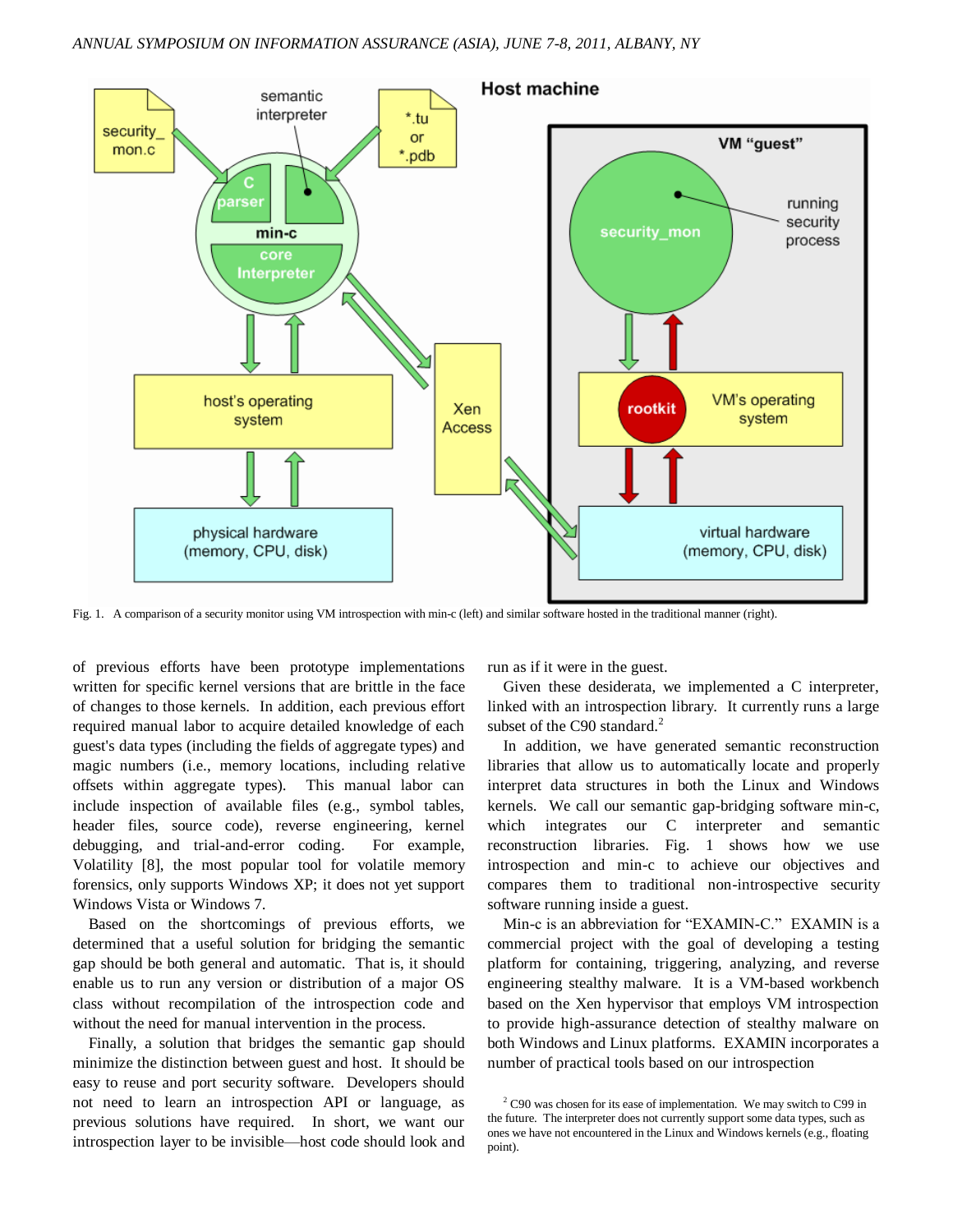Fig. 1. A comparison of a security monitor using VM introspection with min-c (left) and similar software hosted in the traditional manner (right).

of previous efforts have been prototype implementations written for specific kernel versions that are brittle in the face of changes to those kernels. In addition, each previous effort required manual labor to acquire detailed knowledge of each guest's data types (including the fields of aggregate types) and magic numbers (i.e., memory locations, including relative offsets within aggregate types). This manual labor can include inspection of available files (e.g., symbol tables, header files, source code), reverse engineering, kernel debugging, and trial-and-error coding. For example, Volatility [8], the most popular tool for volatile memory forensics, only supports Windows XP; it does not yet support Windows Vista or Windows 7.

Based on the shortcomings of previous efforts, we determined that a useful solution for bridging the semantic gap should be both general and automatic. That is, it should enable us to run any version or distribution of a major OS class without recompilation of the introspection code and without the need for manual intervention in the process.

Finally, a solution that bridges the semantic gap should minimize the distinction between guest and host. It should be easy to reuse and port security software. Developers should not need to learn an introspection API or language, as previous solutions have required. In short, we want our introspection layer to be invisible—host code should look and run as if it were in the guest.

Given these desiderata, we implemented a C interpreter, linked with an introspection library. It currently runs a large subset of the C90 standard.[2]

In addition, we have generated semantic reconstruction libraries that allow us to automatically locate and properly interpret data structures in both the Linux and Windows kernels. We call our semantic gap-bridging software min-c, which integrates our C interpreter and semantic reconstruction libraries. Fig. 1 shows how we use introspection and min-c to achieve our objectives and compares them to traditional non-introspective security software running inside a guest.

Min-c is an abbreviation for "EXAMIN-C." EXAMIN is a commercial project with the goal of developing a testing platform for containing, triggering, analyzing, and reverse engineering stealthy malware. It is a VM-based workbench based on the Xen hypervisor that employs VM introspection to provide high-assurance detection of stealthy malware on both Windows and Linux platforms. EXAMIN incorporates a number of practical tools based on our introspection

[2] C90 was chosen for its ease of implementation. We may switch to C99 in the future. The interpreter does not currently support some data types, such as ones we have not encountered in the Linux and Windows kernels (e.g., floating point).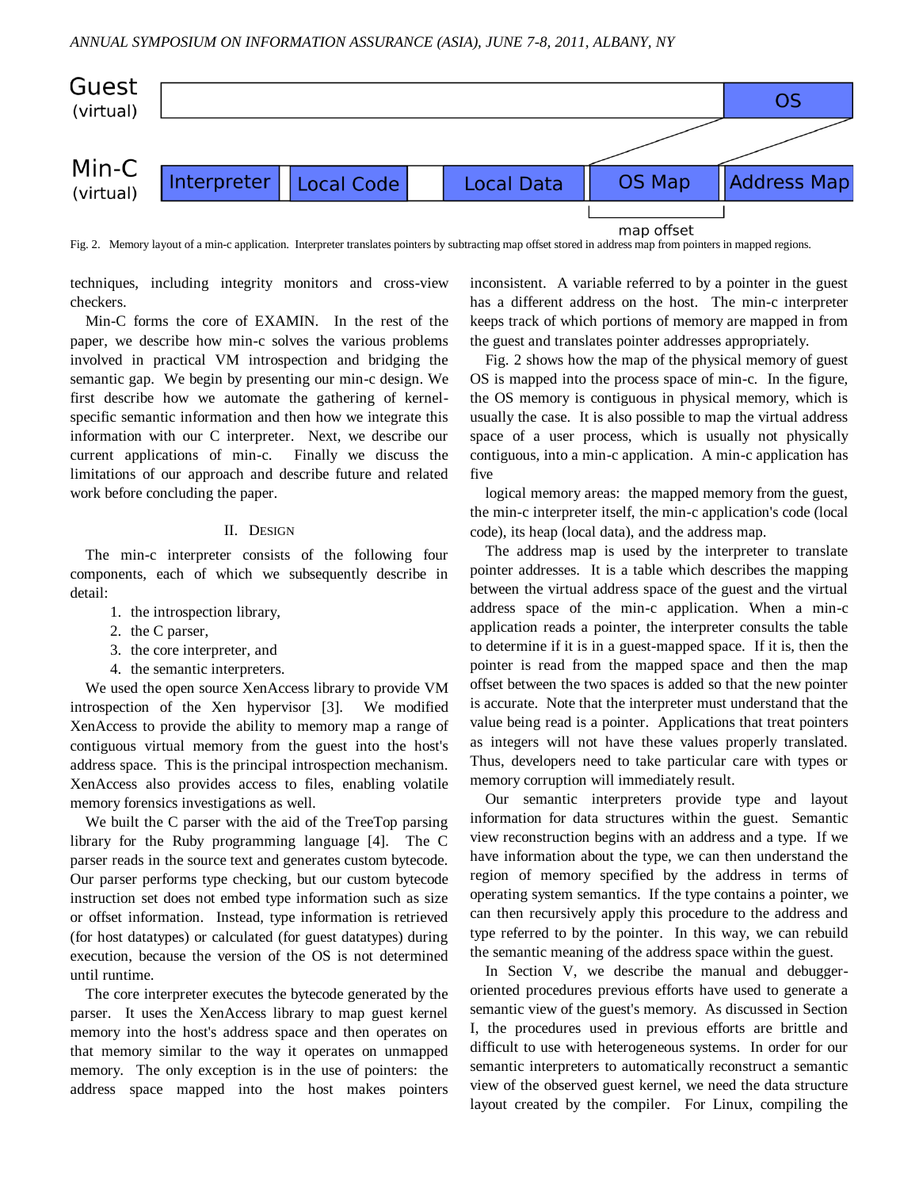Fig. 2. Memory layout of a min-c application. Interpreter translates pointers by subtracting map offset stored in address map from pointers in mapped regions.

techniques, including integrity monitors and cross-view checkers.

Min-C forms the core of EXAMIN. In the rest of the paper, we describe how min-c solves the various problems involved in practical VM introspection and bridging the semantic gap. We begin by presenting our min-c design. We first describe how we automate the gathering of kernel-specific semantic information and then how we integrate this information with our C interpreter. Next, we describe our current applications of min-c. Finally we discuss the limitations of our approach and describe future and related work before concluding the paper.

## II. Design

The min-c interpreter consists of the following four components, each of which we subsequently describe in detail:

1. the introspection library,
2. the C parser,
3. the core interpreter, and
4. the semantic interpreters.

We used the open source XenAccess library to provide VM introspection of the Xen hypervisor [3]. We modified XenAccess to provide the ability to memory map a range of contiguous virtual memory from the guest into the host's address space. This is the principal introspection mechanism. XenAccess also provides access to files, enabling volatile memory forensics investigations as well.

We built the C parser with the aid of the TreeTop parsing library for the Ruby programming language [4]. The C parser reads in the source text and generates custom bytecode. Our parser performs type checking, but our custom bytecode instruction set does not embed type information such as size or offset information. Instead, type information is retrieved (for host datatypes) or calculated (for guest datatypes) during execution, because the version of the OS is not determined until runtime.

The core interpreter executes the bytecode generated by the parser. It uses the XenAccess library to map guest kernel memory into the host's address space and then operates on that memory similar to the way it operates on unmapped memory. The only exception is in the use of pointers: the address space mapped into the host makes pointers inconsistent. A variable referred to by a pointer in the guest has a different address on the host. The min-c interpreter keeps track of which portions of memory are mapped in from the guest and translates pointer addresses appropriately.

Fig. 2 shows how the map of the physical memory of guest OS is mapped into the process space of min-c. In the figure, the OS memory is contiguous in physical memory, which is usually the case. It is also possible to map the virtual address space of a user process, which is usually not physically contiguous, into a min-c application. A min-c application has five

logical memory areas: the mapped memory from the guest, the min-c interpreter itself, the min-c application's code (local code), its heap (local data), and the address map.

The address map is used by the interpreter to translate pointer addresses. It is a table which describes the mapping between the virtual address space of the guest and the virtual address space of the min-c application. When a min-c application reads a pointer, the interpreter consults the table to determine if it is in a guest-mapped space. If it is, then the pointer is read from the mapped space and then the map offset between the two spaces is added so that the new pointer is accurate. Note that the interpreter must understand that the value being read is a pointer. Applications that treat pointers as integers will not have these values properly translated. Thus, developers need to take particular care with types or memory corruption will immediately result.

Our semantic interpreters provide type and layout information for data structures within the guest. Semantic view reconstruction begins with an address and a type. If we have information about the type, we can then understand the region of memory specified by the address in terms of operating system semantics. If the type contains a pointer, we can then recursively apply this procedure to the address and type referred to by the pointer. In this way, we can rebuild the semantic meaning of the address space within the guest.

In Section V, we describe the manual and debugger-oriented procedures previous efforts have used to generate a semantic view of the guest's memory. As discussed in Section I, the procedures used in previous efforts are brittle and difficult to use with heterogeneous systems. In order for our semantic interpreters to automatically reconstruct a semantic view of the observed guest kernel, we need the data structure layout created by the compiler. For Linux, compiling the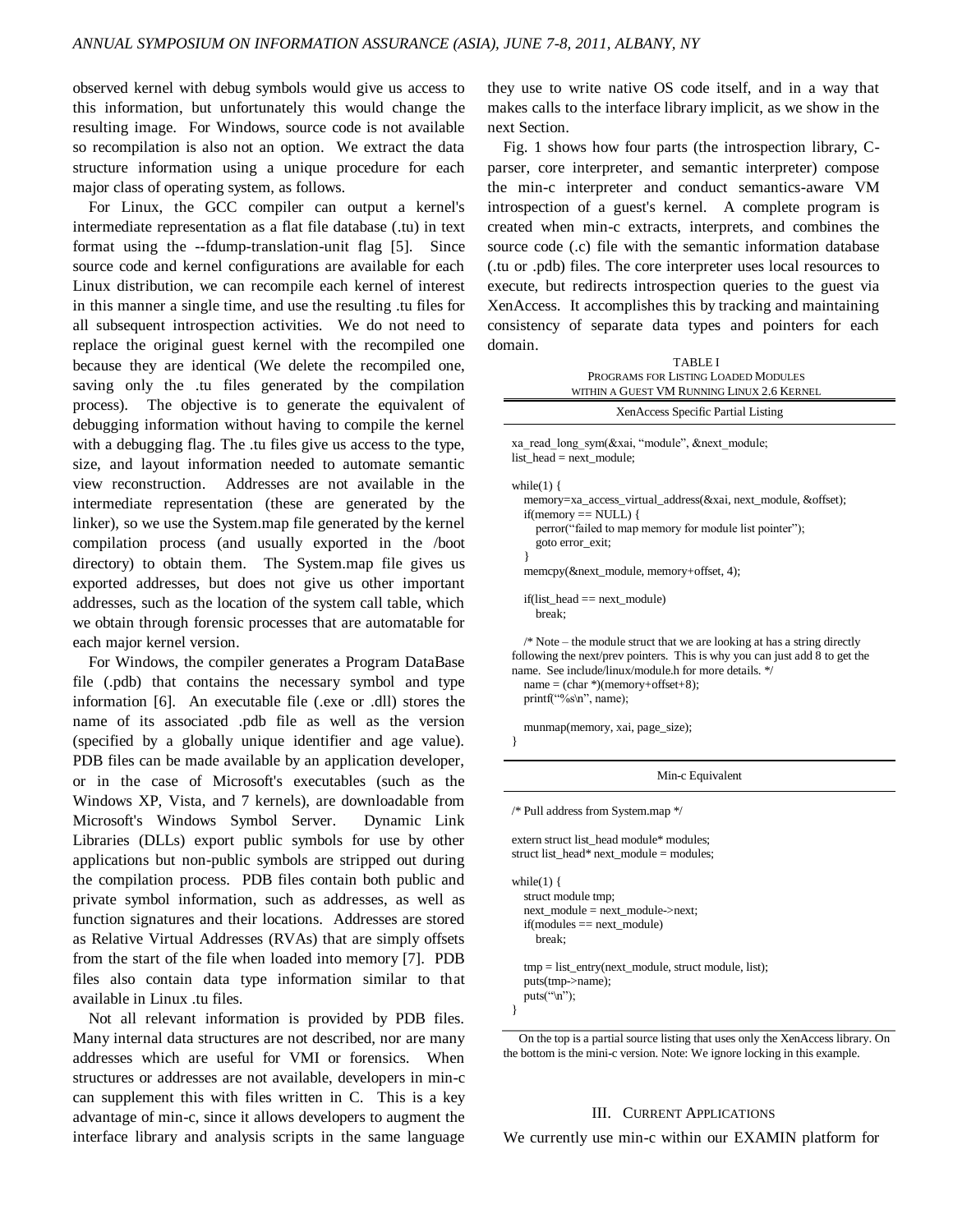observed kernel with debug symbols would give us access to this information, but unfortunately this would change the resulting image. For Windows, source code is not available so recompilation is also not an option. We extract the data structure information using a unique procedure for each major class of operating system, as follows.

For Linux, the GCC compiler can output a kernel's intermediate representation as a flat file database (.tu) in text format using the --fdump-translation-unit flag [5]. Since source code and kernel configurations are available for each Linux distribution, we can recompile each kernel of interest in this manner a single time, and use the resulting .tu files for all subsequent introspection activities. We do not need to replace the original guest kernel with the recompiled one because they are identical (We delete the recompiled one, saving only the .tu files generated by the compilation process). The objective is to generate the equivalent of debugging information without having to compile the kernel with a debugging flag. The .tu files give us access to the type, size, and layout information needed to automate semantic view reconstruction. Addresses are not available in the intermediate representation (these are generated by the linker), so we use the System.map file generated by the kernel compilation process (and usually exported in the /boot directory) to obtain them. The System.map file gives us exported addresses, but does not give us other important addresses, such as the location of the system call table, which we obtain through forensic processes that are automatable for each major kernel version.

For Windows, the compiler generates a Program DataBase file (.pdb) that contains the necessary symbol and type information [6]. An executable file (.exe or .dll) stores the name of its associated .pdb file as well as the version (specified by a globally unique identifier and age value). PDB files can be made available by an application developer, or in the case of Microsoft's executables (such as the Windows XP, Vista, and 7 kernels), are downloadable from Microsoft's Windows Symbol Server. Dynamic Link Libraries (DLLs) export public symbols for use by other applications but non-public symbols are stripped out during the compilation process. PDB files contain both public and private symbol information, such as addresses, as well as function signatures and their locations. Addresses are stored as Relative Virtual Addresses (RVAs) that are simply offsets from the start of the file when loaded into memory [7]. PDB files also contain data type information similar to that available in Linux .tu files.

Not all relevant information is provided by PDB files. Many internal data structures are not described, nor are many addresses which are useful for VMI or forensics. When structures or addresses are not available, developers in min-c can supplement this with files written in C. This is a key advantage of min-c, since it allows developers to augment the interface library and analysis scripts in the same language they use to write native OS code itself, and in a way that makes calls to the interface library implicit, as we show in the next Section.

Fig. 1 shows how four parts (the introspection library, C-parser, core interpreter, and semantic interpreter) compose the min-c interpreter and conduct semantics-aware VM introspection of a guest's kernel. A complete program is created when min-c extracts, interprets, and combines the source code (.c) file with the semantic information database (.tu or .pdb) files. The core interpreter uses local resources to execute, but redirects introspection queries to the guest via XenAccess. It accomplishes this by tracking and maintaining consistency of separate data types and pointers for each domain.

TABLE I
PROGRAMS FOR LISTING LOADED MODULES WITHIN A GUEST VM RUNNING LINUX 2.6 KERNEL

XenAccess Specific Partial Listing

```
xa_read_long_sym(&xai, "module", &next_module;
list_head = next_module;

while(1) {
   memory=xa_access_virtual_address(&xai, next_module, &offset);
   if(memory == NULL) {
      perror("failed to map memory for module list pointer");
      goto error_exit;
   }
   memcpy(&next_module, memory+offset, 4);

   if(list_head == next_module)
      break;

   /* Note – the module struct that we are looking at has a string directly
following the next/prev pointers. This is why you can just add 8 to get the
name. See include/linux/module.h for more details. */
   name = (char *)(memory+offset+8);
   printf("%s\n", name);

   munmap(memory, xai, page_size);
}
```

Min-c Equivalent

```
/* Pull address from System.map */

extern struct list_head module* modules;
struct list_head* next_module = modules;

while(1) {
   struct module tmp;
   next_module = next_module->next;
   if(modules == next_module)
      break;

   tmp = list_entry(next_module, struct module, list);
   puts(tmp->name);
   puts("\n");
}
```

On the top is a partial source listing that uses only the XenAccess library. On the bottom is the mini-c version. Note: We ignore locking in this example.

## III. CURRENT APPLICATIONS

We currently use min-c within our EXAMIN platform for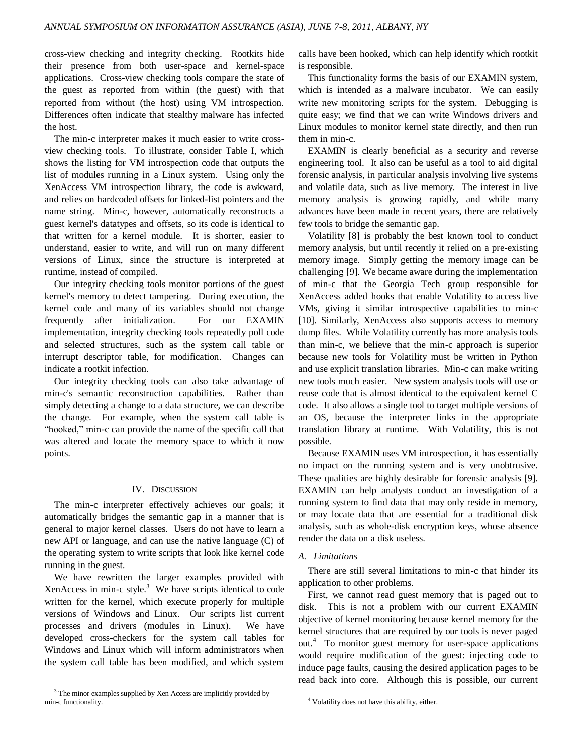cross-view checking and integrity checking. Rootkits hide their presence from both user-space and kernel-space applications. Cross-view checking tools compare the state of the guest as reported from within (the guest) with that reported from without (the host) using VM introspection. Differences often indicate that stealthy malware has infected the host.

The min-c interpreter makes it much easier to write cross-view checking tools. To illustrate, consider Table I, which shows the listing for VM introspection code that outputs the list of modules running in a Linux system. Using only the XenAccess VM introspection library, the code is awkward, and relies on hardcoded offsets for linked-list pointers and the name string. Min-c, however, automatically reconstructs a guest kernel's datatypes and offsets, so its code is identical to that written for a kernel module. It is shorter, easier to understand, easier to write, and will run on many different versions of Linux, since the structure is interpreted at runtime, instead of compiled.

Our integrity checking tools monitor portions of the guest kernel's memory to detect tampering. During execution, the kernel code and many of its variables should not change frequently after initialization. For our EXAMIN implementation, integrity checking tools repeatedly poll code and selected structures, such as the system call table or interrupt descriptor table, for modification. Changes can indicate a rootkit infection.

Our integrity checking tools can also take advantage of min-c's semantic reconstruction capabilities. Rather than simply detecting a change to a data structure, we can describe the change. For example, when the system call table is "hooked," min-c can provide the name of the specific call that was altered and locate the memory space to which it now points.

## IV. Discussion

The min-c interpreter effectively achieves our goals; it automatically bridges the semantic gap in a manner that is general to major kernel classes. Users do not have to learn a new API or language, and can use the native language (C) of the operating system to write scripts that look like kernel code running in the guest.

We have rewritten the larger examples provided with XenAccess in min-c style.[3] We have scripts identical to code written for the kernel, which execute properly for multiple versions of Windows and Linux. Our scripts list current processes and drivers (modules in Linux). We have developed cross-checkers for the system call tables for Windows and Linux which will inform administrators when the system call table has been modified, and which system calls have been hooked, which can help identify which rootkit is responsible.

This functionality forms the basis of our EXAMIN system, which is intended as a malware incubator. We can easily write new monitoring scripts for the system. Debugging is quite easy; we find that we can write Windows drivers and Linux modules to monitor kernel state directly, and then run them in min-c.

EXAMIN is clearly beneficial as a security and reverse engineering tool. It also can be useful as a tool to aid digital forensic analysis, in particular analysis involving live systems and volatile data, such as live memory. The interest in live memory analysis is growing rapidly, and while many advances have been made in recent years, there are relatively few tools to bridge the semantic gap.

Volatility [8] is probably the best known tool to conduct memory analysis, but until recently it relied on a pre-existing memory image. Simply getting the memory image can be challenging [9]. We became aware during the implementation of min-c that the Georgia Tech group responsible for XenAccess added hooks that enable Volatility to access live VMs, giving it similar introspective capabilities to min-c [10]. Similarly, XenAccess also supports access to memory dump files. While Volatility currently has more analysis tools than min-c, we believe that the min-c approach is superior because new tools for Volatility must be written in Python and use explicit translation libraries. Min-c can make writing new tools much easier. New system analysis tools will use or reuse code that is almost identical to the equivalent kernel C code. It also allows a single tool to target multiple versions of an OS, because the interpreter links in the appropriate translation library at runtime. With Volatility, this is not possible.

Because EXAMIN uses VM introspection, it has essentially no impact on the running system and is very unobtrusive. These qualities are highly desirable for forensic analysis [9]. EXAMIN can help analysts conduct an investigation of a running system to find data that may only reside in memory, or may locate data that are essential for a traditional disk analysis, such as whole-disk encryption keys, whose absence render the data on a disk useless.

### A. Limitations

There are still several limitations to min-c that hinder its application to other problems.

First, we cannot read guest memory that is paged out to disk. This is not a problem with our current EXAMIN objective of kernel monitoring because kernel memory for the kernel structures that are required by our tools is never paged out.[4] To monitor guest memory for user-space applications would require modification of the guest: injecting code to induce page faults, causing the desired application pages to be read back into core. Although this is possible, our current

[3] The minor examples supplied by Xen Access are implicitly provided by min-c functionality.

[4] Volatility does not have this ability, either.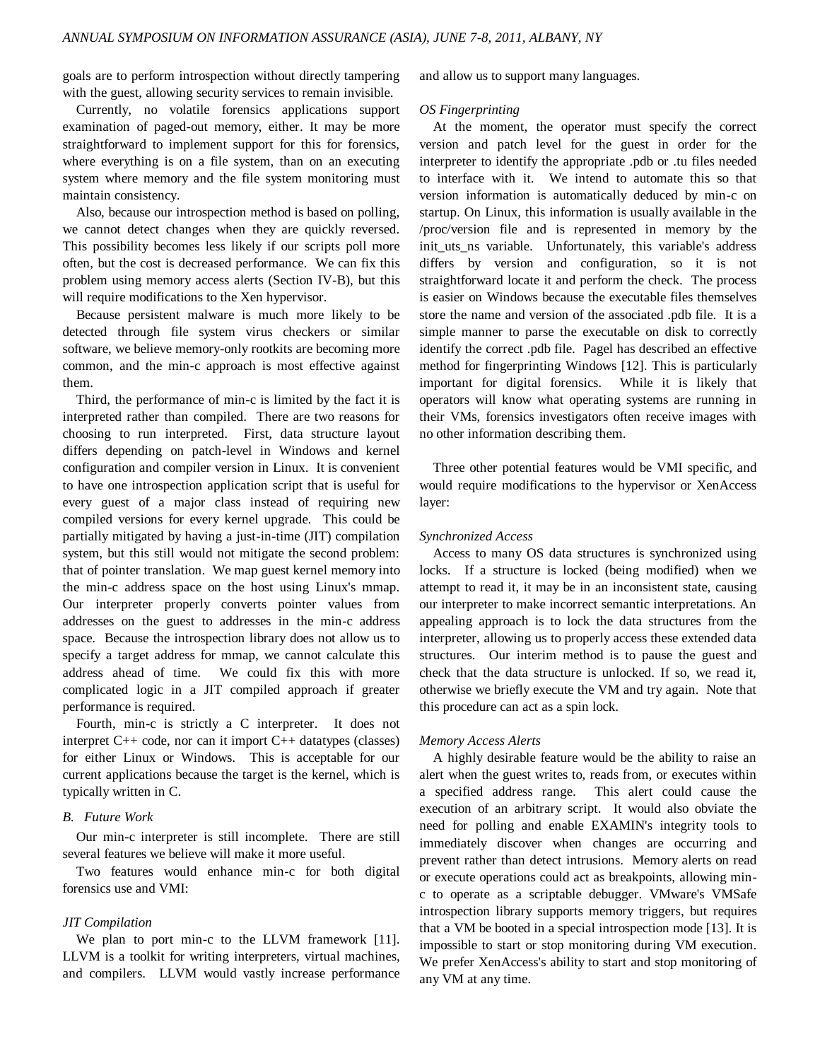goals are to perform introspection without directly tampering with the guest, allowing security services to remain invisible.

Currently, no volatile forensics applications support examination of paged-out memory, either. It may be more straightforward to implement support for this for forensics, where everything is on a file system, than on an executing system where memory and the file system monitoring must maintain consistency.

Also, because our introspection method is based on polling, we cannot detect changes when they are quickly reversed. This possibility becomes less likely if our scripts poll more often, but the cost is decreased performance. We can fix this problem using memory access alerts (Section IV-B), but this will require modifications to the Xen hypervisor.

Because persistent malware is much more likely to be detected through file system virus checkers or similar software, we believe memory-only rootkits are becoming more common, and the min-c approach is most effective against them.

Third, the performance of min-c is limited by the fact it is interpreted rather than compiled. There are two reasons for choosing to run interpreted. First, data structure layout differs depending on patch-level in Windows and kernel configuration and compiler version in Linux. It is convenient to have one introspection application script that is useful for every guest of a major class instead of requiring new compiled versions for every kernel upgrade. This could be partially mitigated by having a just-in-time (JIT) compilation system, but this still would not mitigate the second problem: that of pointer translation. We map guest kernel memory into the min-c address space on the host using Linux's mmap. Our interpreter properly converts pointer values from addresses on the guest to addresses in the min-c address space. Because the introspection library does not allow us to specify a target address for mmap, we cannot calculate this address ahead of time. We could fix this with more complicated logic in a JIT compiled approach if greater performance is required.

Fourth, min-c is strictly a C interpreter. It does not interpret C++ code, nor can it import C++ datatypes (classes) for either Linux or Windows. This is acceptable for our current applications because the target is the kernel, which is typically written in C.

## B. Future Work

Our min-c interpreter is still incomplete. There are still several features we believe will make it more useful.

Two features would enhance min-c for both digital forensics use and VMI:

*JIT Compilation*

We plan to port min-c to the LLVM framework [11]. LLVM is a toolkit for writing interpreters, virtual machines, and compilers. LLVM would vastly increase performance and allow us to support many languages.

*OS Fingerprinting*

At the moment, the operator must specify the correct version and patch level for the guest in order for the interpreter to identify the appropriate .pdb or .tu files needed to interface with it. We intend to automate this so that version information is automatically deduced by min-c on startup. On Linux, this information is usually available in the /proc/version file and is represented in memory by the init_uts_ns variable. Unfortunately, this variable's address differs by version and configuration, so it is not straightforward locate it and perform the check. The process is easier on Windows because the executable files themselves store the name and version of the associated .pdb file. It is a simple manner to parse the executable on disk to correctly identify the correct .pdb file. Pagel has described an effective method for fingerprinting Windows [12]. This is particularly important for digital forensics. While it is likely that operators will know what operating systems are running in their VMs, forensics investigators often receive images with no other information describing them.

Three other potential features would be VMI specific, and would require modifications to the hypervisor or XenAccess layer:

*Synchronized Access*

Access to many OS data structures is synchronized using locks. If a structure is locked (being modified) when we attempt to read it, it may be in an inconsistent state, causing our interpreter to make incorrect semantic interpretations. An appealing approach is to lock the data structures from the interpreter, allowing us to properly access these extended data structures. Our interim method is to pause the guest and check that the data structure is unlocked. If so, we read it, otherwise we briefly execute the VM and try again. Note that this procedure can act as a spin lock.

*Memory Access Alerts*

A highly desirable feature would be the ability to raise an alert when the guest writes to, reads from, or executes within a specified address range. This alert could cause the execution of an arbitrary script. It would also obviate the need for polling and enable EXAMIN's integrity tools to immediately discover when changes are occurring and prevent rather than detect intrusions. Memory alerts on read or execute operations could act as breakpoints, allowing min-c to operate as a scriptable debugger. VMware's VMSafe introspection library supports memory triggers, but requires that a VM be booted in a special introspection mode [13]. It is impossible to start or stop monitoring during VM execution. We prefer XenAccess's ability to start and stop monitoring of any VM at any time.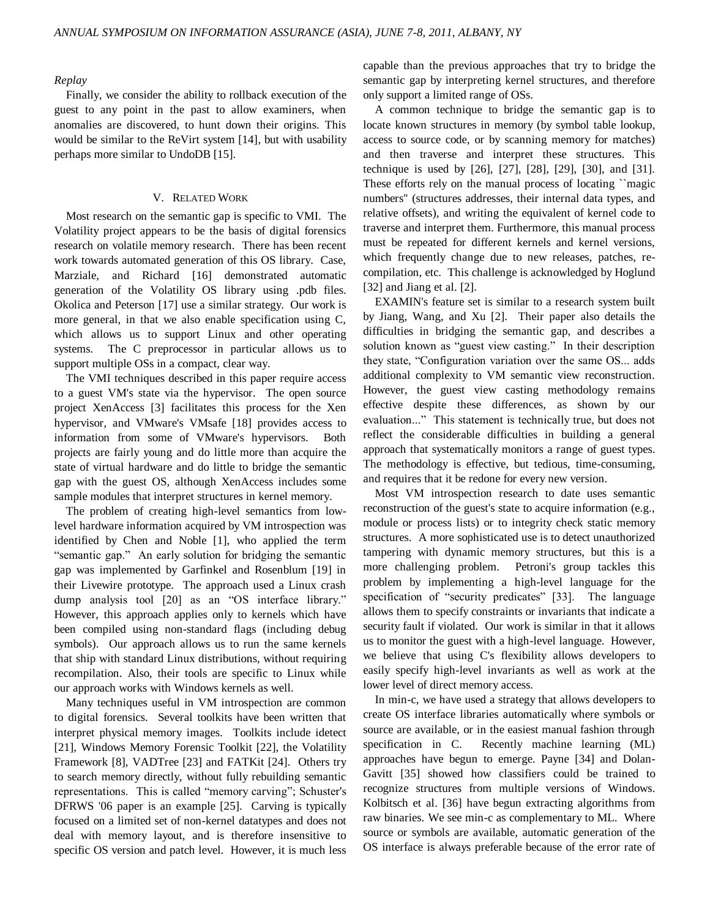*Replay*

Finally, we consider the ability to rollback execution of the guest to any point in the past to allow examiners, when anomalies are discovered, to hunt down their origins. This would be similar to the ReVirt system [14], but with usability perhaps more similar to UndoDB [15].

## V. RELATED WORK

Most research on the semantic gap is specific to VMI. The Volatility project appears to be the basis of digital forensics research on volatile memory research. There has been recent work towards automated generation of this OS library. Case, Marziale, and Richard [16] demonstrated automatic generation of the Volatility OS library using .pdb files. Okolica and Peterson [17] use a similar strategy. Our work is more general, in that we also enable specification using C, which allows us to support Linux and other operating systems. The C preprocessor in particular allows us to support multiple OSs in a compact, clear way.

The VMI techniques described in this paper require access to a guest VM's state via the hypervisor. The open source project XenAccess [3] facilitates this process for the Xen hypervisor, and VMware's VMsafe [18] provides access to information from some of VMware's hypervisors. Both projects are fairly young and do little more than acquire the state of virtual hardware and do little to bridge the semantic gap with the guest OS, although XenAccess includes some sample modules that interpret structures in kernel memory.

The problem of creating high-level semantics from low-level hardware information acquired by VM introspection was identified by Chen and Noble [1], who applied the term "semantic gap." An early solution for bridging the semantic gap was implemented by Garfinkel and Rosenblum [19] in their Livewire prototype. The approach used a Linux crash dump analysis tool [20] as an "OS interface library." However, this approach applies only to kernels which have been compiled using non-standard flags (including debug symbols). Our approach allows us to run the same kernels that ship with standard Linux distributions, without requiring recompilation. Also, their tools are specific to Linux while our approach works with Windows kernels as well.

Many techniques useful in VM introspection are common to digital forensics. Several toolkits have been written that interpret physical memory images. Toolkits include idetect [21], Windows Memory Forensic Toolkit [22], the Volatility Framework [8], VADTree [23] and FATKit [24]. Others try to search memory directly, without fully rebuilding semantic representations. This is called "memory carving"; Schuster's DFRWS '06 paper is an example [25]. Carving is typically focused on a limited set of non-kernel datatypes and does not deal with memory layout, and is therefore insensitive to specific OS version and patch level. However, it is much less capable than the previous approaches that try to bridge the semantic gap by interpreting kernel structures, and therefore only support a limited range of OSs.

A common technique to bridge the semantic gap is to locate known structures in memory (by symbol table lookup, access to source code, or by scanning memory for matches) and then traverse and interpret these structures. This technique is used by [26], [27], [28], [29], [30], and [31]. These efforts rely on the manual process of locating ``magic numbers'' (structures addresses, their internal data types, and relative offsets), and writing the equivalent of kernel code to traverse and interpret them. Furthermore, this manual process must be repeated for different kernels and kernel versions, which frequently change due to new releases, patches, re-compilation, etc. This challenge is acknowledged by Hoglund [32] and Jiang et al. [2].

EXAMIN's feature set is similar to a research system built by Jiang, Wang, and Xu [2]. Their paper also details the difficulties in bridging the semantic gap, and describes a solution known as "guest view casting." In their description they state, "Configuration variation over the same OS... adds additional complexity to VM semantic view reconstruction. However, the guest view casting methodology remains effective despite these differences, as shown by our evaluation..." This statement is technically true, but does not reflect the considerable difficulties in building a general approach that systematically monitors a range of guest types. The methodology is effective, but tedious, time-consuming, and requires that it be redone for every new version.

Most VM introspection research to date uses semantic reconstruction of the guest's state to acquire information (e.g., module or process lists) or to integrity check static memory structures. A more sophisticated use is to detect unauthorized tampering with dynamic memory structures, but this is a more challenging problem. Petroni's group tackles this problem by implementing a high-level language for the specification of "security predicates" [33]. The language allows them to specify constraints or invariants that indicate a security fault if violated. Our work is similar in that it allows us to monitor the guest with a high-level language. However, we believe that using C's flexibility allows developers to easily specify high-level invariants as well as work at the lower level of direct memory access.

In min-c, we have used a strategy that allows developers to create OS interface libraries automatically where symbols or source are available, or in the easiest manual fashion through specification in C. Recently machine learning (ML) approaches have begun to emerge. Payne [34] and Dolan-Gavitt [35] showed how classifiers could be trained to recognize structures from multiple versions of Windows. Kolbitsch et al. [36] have begun extracting algorithms from raw binaries. We see min-c as complementary to ML. Where source or symbols are available, automatic generation of the OS interface is always preferable because of the error rate of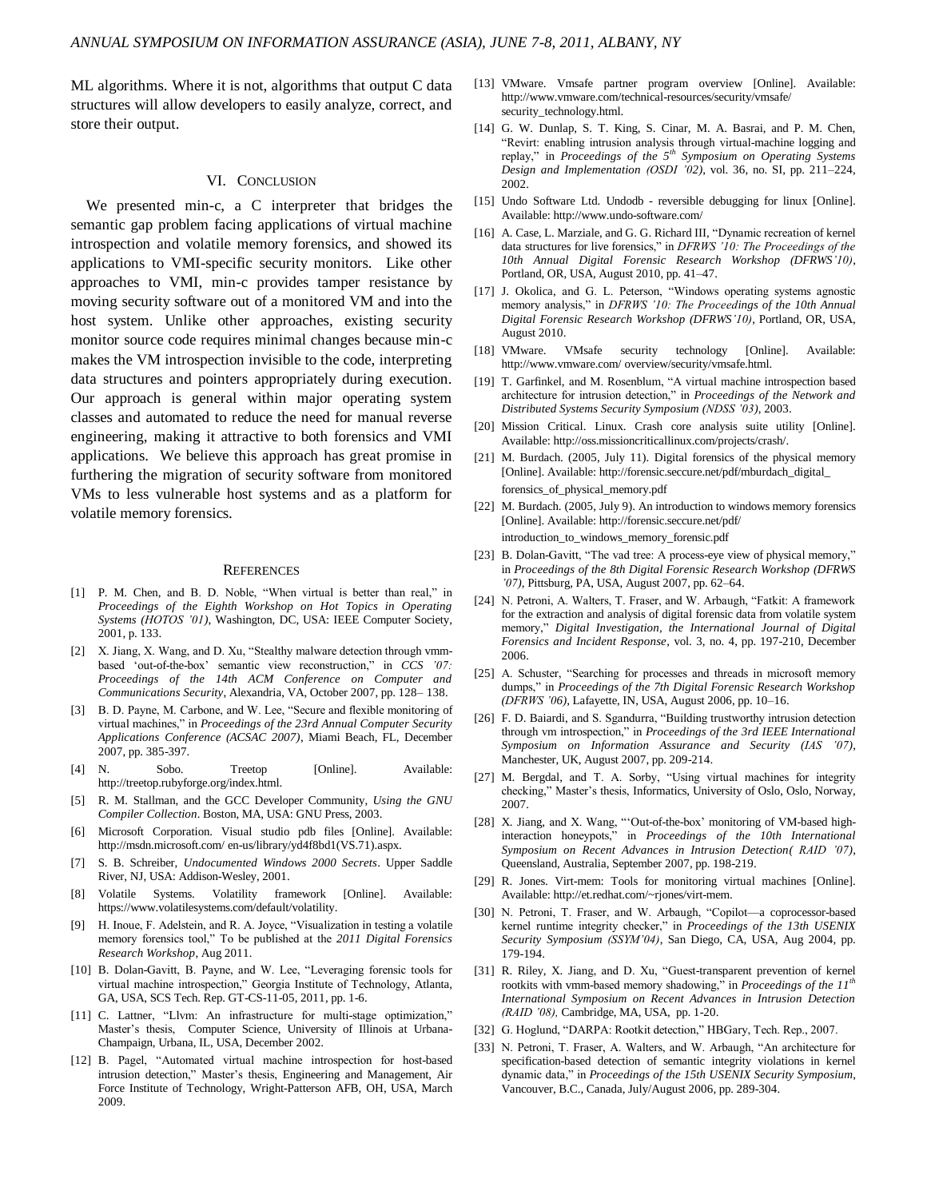ML algorithms. Where it is not, algorithms that output C data structures will allow developers to easily analyze, correct, and store their output.

## VI. Conclusion

We presented min-c, a C interpreter that bridges the semantic gap problem facing applications of virtual machine introspection and volatile memory forensics, and showed its applications to VMI-specific security monitors. Like other approaches to VMI, min-c provides tamper resistance by moving security software out of a monitored VM and into the host system. Unlike other approaches, existing security monitor source code requires minimal changes because min-c makes the VM introspection invisible to the code, interpreting data structures and pointers appropriately during execution. Our approach is general within major operating system classes and automated to reduce the need for manual reverse engineering, making it attractive to both forensics and VMI applications. We believe this approach has great promise in furthering the migration of security software from monitored VMs to less vulnerable host systems and as a platform for volatile memory forensics.

## References

[1] P. M. Chen, and B. D. Noble, "When virtual is better than real," in *Proceedings of the Eighth Workshop on Hot Topics in Operating Systems (HOTOS '01)*, Washington, DC, USA: IEEE Computer Society, 2001, p. 133.

[2] X. Jiang, X. Wang, and D. Xu, "Stealthy malware detection through vmm-based 'out-of-the-box' semantic view reconstruction," in *CCS '07: Proceedings of the 14th ACM Conference on Computer and Communications Security*, Alexandria, VA, October 2007, pp. 128– 138.

[3] B. D. Payne, M. Carbone, and W. Lee, "Secure and flexible monitoring of virtual machines," in *Proceedings of the 23rd Annual Computer Security Applications Conference (ACSAC 2007)*, Miami Beach, FL, December 2007, pp. 385-397.

[4] N. Sobo. Treetop [Online]. Available: http://treetop.rubyforge.org/index.html.

[5] R. M. Stallman, and the GCC Developer Community, *Using the GNU Compiler Collection*. Boston, MA, USA: GNU Press, 2003.

[6] Microsoft Corporation. Visual studio pdb files [Online]. Available: http://msdn.microsoft.com/ en-us/library/yd4f8bd1(VS.71).aspx.

[7] S. B. Schreiber, *Undocumented Windows 2000 Secrets*. Upper Saddle River, NJ, USA: Addison-Wesley, 2001.

[8] Volatile Systems. Volatility framework [Online]. Available: https://www.volatilesystems.com/default/volatility.

[9] H. Inoue, F. Adelstein, and R. A. Joyce, "Visualization in testing a volatile memory forensics tool," To be published at the *2011 Digital Forensics Research Workshop*, Aug 2011.

[10] B. Dolan-Gavitt, B. Payne, and W. Lee, "Leveraging forensic tools for virtual machine introspection," Georgia Institute of Technology, Atlanta, GA, USA, SCS Tech. Rep. GT-CS-11-05, 2011, pp. 1-6.

[11] C. Lattner, "Llvm: An infrastructure for multi-stage optimization," Master's thesis, Computer Science, University of Illinois at Urbana-Champaign, Urbana, IL, USA, December 2002.

[12] B. Pagel, "Automated virtual machine introspection for host-based intrusion detection," Master's thesis, Engineering and Management, Air Force Institute of Technology, Wright-Patterson AFB, OH, USA, March 2009.

[13] VMware. Vmsafe partner program overview [Online]. Available: http://www.vmware.com/technical-resources/security/vmsafe/ security_technology.html.

[14] G. W. Dunlap, S. T. King, S. Cinar, M. A. Basrai, and P. M. Chen, "Revirt: enabling intrusion analysis through virtual-machine logging and replay," in *Proceedings of the 5th Symposium on Operating Systems Design and Implementation (OSDI '02)*, vol. 36, no. SI, pp. 211–224, 2002.

[15] Undo Software Ltd. Undodb - reversible debugging for linux [Online]. Available: http://www.undo-software.com/

[16] A. Case, L. Marziale, and G. G. Richard III, "Dynamic recreation of kernel data structures for live forensics," in *DFRWS '10: The Proceedings of the 10th Annual Digital Forensic Research Workshop (DFRWS'10)*, Portland, OR, USA, August 2010, pp. 41–47.

[17] J. Okolica, and G. L. Peterson, "Windows operating systems agnostic memory analysis," in *DFRWS '10: The Proceedings of the 10th Annual Digital Forensic Research Workshop (DFRWS'10)*, Portland, OR, USA, August 2010.

[18] VMware. VMsafe security technology [Online]. Available: http://www.vmware.com/ overview/security/vmsafe.html.

[19] T. Garfinkel, and M. Rosenblum, "A virtual machine introspection based architecture for intrusion detection," in *Proceedings of the Network and Distributed Systems Security Symposium (NDSS '03)*, 2003.

[20] Mission Critical. Linux. Crash core analysis suite utility [Online]. Available: http://oss.missioncriticallinux.com/projects/crash/.

[21] M. Burdach. (2005, July 11). Digital forensics of the physical memory [Online]. Available: http://forensic.seccure.net/pdf/mburdach_digital_ forensics_of_physical_memory.pdf

[22] M. Burdach. (2005, July 9). An introduction to windows memory forensics [Online]. Available: http://forensic.seccure.net/pdf/ introduction_to_windows_memory_forensic.pdf

[23] B. Dolan-Gavitt, "The vad tree: A process-eye view of physical memory," in *Proceedings of the 8th Digital Forensic Research Workshop (DFRWS '07)*, Pittsburg, PA, USA, August 2007, pp. 62–64.

[24] N. Petroni, A. Walters, T. Fraser, and W. Arbaugh, "Fatkit: A framework for the extraction and analysis of digital forensic data from volatile system memory," *Digital Investigation, the International Journal of Digital Forensics and Incident Response*, vol. 3, no. 4, pp. 197-210, December 2006.

[25] A. Schuster, "Searching for processes and threads in microsoft memory dumps," in *Proceedings of the 7th Digital Forensic Research Workshop (DFRWS '06)*, Lafayette, IN, USA, August 2006, pp. 10–16.

[26] F. D. Baiardi, and S. Sgandurra, "Building trustworthy intrusion detection through vm introspection," in *Proceedings of the 3rd IEEE International Symposium on Information Assurance and Security (IAS '07)*, Manchester, UK, August 2007, pp. 209-214.

[27] M. Bergdal, and T. A. Sorby, "Using virtual machines for integrity checking," Master's thesis, Informatics, University of Oslo, Oslo, Norway, 2007.

[28] X. Jiang, and X. Wang, "'Out-of-the-box' monitoring of VM-based high-interaction honeypots," in *Proceedings of the 10th International Symposium on Recent Advances in Intrusion Detection( RAID '07)*, Queensland, Australia, September 2007, pp. 198-219.

[29] R. Jones. Virt-mem: Tools for monitoring virtual machines [Online]. Available: http://et.redhat.com/~rjones/virt-mem.

[30] N. Petroni, T. Fraser, and W. Arbaugh, "Copilot—a coprocessor-based kernel runtime integrity checker," in *Proceedings of the 13th USENIX Security Symposium (SSYM'04)*, San Diego, CA, USA, Aug 2004, pp. 179-194.

[31] R. Riley, X. Jiang, and D. Xu, "Guest-transparent prevention of kernel rootkits with vmm-based memory shadowing," in *Proceedings of the 11th International Symposium on Recent Advances in Intrusion Detection (RAID '08)*, Cambridge, MA, USA, pp. 1-20.

[32] G. Hoglund, "DARPA: Rootkit detection," HBGary, Tech. Rep., 2007.

[33] N. Petroni, T. Fraser, A. Walters, and W. Arbaugh, "An architecture for specification-based detection of semantic integrity violations in kernel dynamic data," in *Proceedings of the 15th USENIX Security Symposium*, Vancouver, B.C., Canada, July/August 2006, pp. 289-304.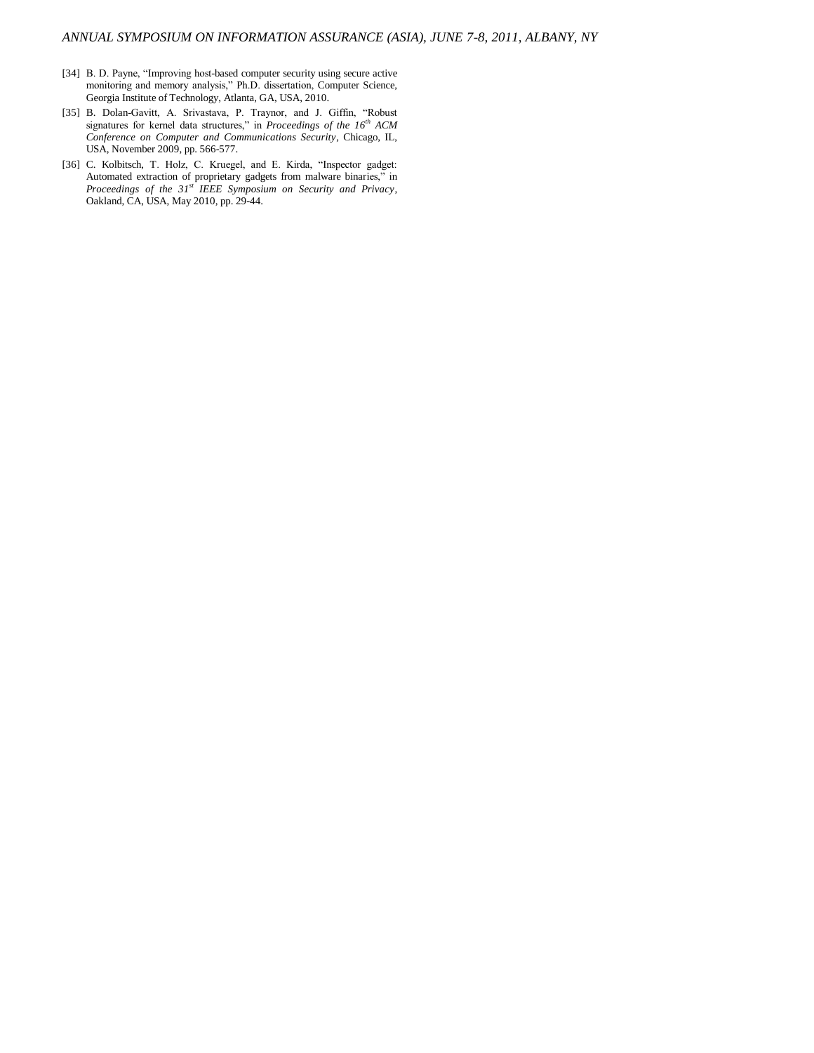[34] B. D. Payne, "Improving host-based computer security using secure active monitoring and memory analysis," Ph.D. dissertation, Computer Science, Georgia Institute of Technology, Atlanta, GA, USA, 2010.

[35] B. Dolan-Gavitt, A. Srivastava, P. Traynor, and J. Giffin, "Robust signatures for kernel data structures," in *Proceedings of the 16th ACM Conference on Computer and Communications Security*, Chicago, IL, USA, November 2009, pp. 566-577.

[36] C. Kolbitsch, T. Holz, C. Kruegel, and E. Kirda, "Inspector gadget: Automated extraction of proprietary gadgets from malware binaries," in *Proceedings of the 31st IEEE Symposium on Security and Privacy*, Oakland, CA, USA, May 2010, pp. 29-44.